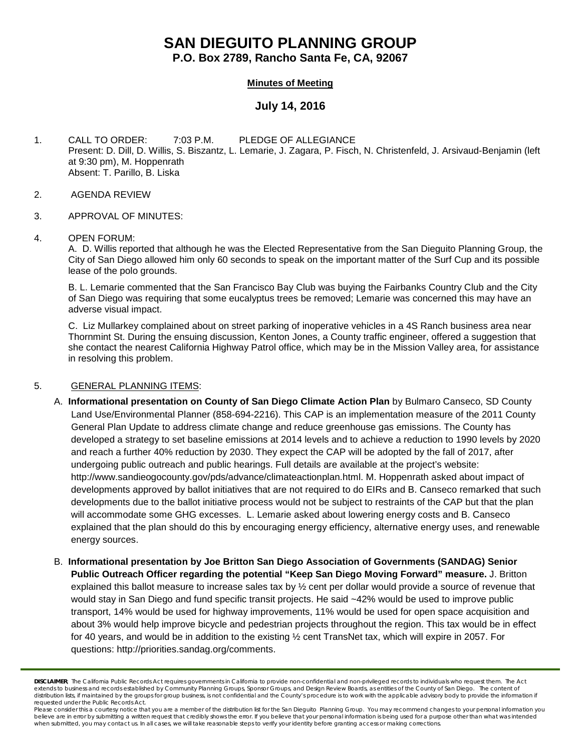# SAN DIEGUITO PLANNING GROUP

**P.O. Box 2789, Rancho Santa Fe, CA, 92067**

**Minutes of Meeting**

## July 14, 2016

1. CALL TO ORDER: 7:03 P.M. PLEDGE OF ALLEGIANCE
   Present: D. Dill, D. Willis, S. Biszantz, L. Lemarie, J. Zagara, P. Fisch, N. Christenfeld, J. Arsivaud-Benjamin (left at 9:30 pm), M. Hoppenrath
   Absent: T. Parillo, B. Liska

2. AGENDA REVIEW

3. APPROVAL OF MINUTES:

4. OPEN FORUM:

   A. D. Willis reported that although he was the Elected Representative from the San Dieguito Planning Group, the City of San Diego allowed him only 60 seconds to speak on the important matter of the Surf Cup and its possible lease of the polo grounds.

   B. L. Lemarie commented that the San Francisco Bay Club was buying the Fairbanks Country Club and the City of San Diego was requiring that some eucalyptus trees be removed; Lemarie was concerned this may have an adverse visual impact.

   C. Liz Mullarkey complained about on street parking of inoperative vehicles in a 4S Ranch business area near Thornmint St. During the ensuing discussion, Kenton Jones, a County traffic engineer, offered a suggestion that she contact the nearest California Highway Patrol office, which may be in the Mission Valley area, for assistance in resolving this problem.

5. GENERAL PLANNING ITEMS:

   A. **Informational presentation on County of San Diego Climate Action Plan** by Bulmaro Canseco, SD County Land Use/Environmental Planner (858-694-2216). This CAP is an implementation measure of the 2011 County General Plan Update to address climate change and reduce greenhouse gas emissions. The County has developed a strategy to set baseline emissions at 2014 levels and to achieve a reduction to 1990 levels by 2020 and reach a further 40% reduction by 2030. They expect the CAP will be adopted by the fall of 2017, after undergoing public outreach and public hearings. Full details are available at the project's website: http://www.sandieogocounty.gov/pds/advance/climateactionplan.html. M. Hoppenrath asked about impact of developments approved by ballot initiatives that are not required to do EIRs and B. Canseco remarked that such developments due to the ballot initiative process would not be subject to restraints of the CAP but that the plan will accommodate some GHG excesses. L. Lemarie asked about lowering energy costs and B. Canseco explained that the plan should do this by encouraging energy efficiency, alternative energy uses, and renewable energy sources.

   B. **Informational presentation by Joe Britton San Diego Association of Governments (SANDAG) Senior Public Outreach Officer regarding the potential "Keep San Diego Moving Forward" measure.** J. Britton explained this ballot measure to increase sales tax by ½ cent per dollar would provide a source of revenue that would stay in San Diego and fund specific transit projects. He said ~42% would be used to improve public transport, 14% would be used for highway improvements, 11% would be used for open space acquisition and about 3% would help improve bicycle and pedestrian projects throughout the region. This tax would be in effect for 40 years, and would be in addition to the existing ½ cent TransNet tax, which will expire in 2057. For questions: http://priorities.sandag.org/comments.

**DISCLAIMER**: The California Public Records Act requires governments in California to provide non-confidential and non-privileged records to individuals who request them. The Act extends to business and records established by Community Planning Groups, Sponsor Groups, and Design Review Boards, as entities of the County of San Diego. The content of distribution lists, if maintained by the groups for group business, is not confidential and the County's procedure is to work with the applicable advisory body to provide the information if requested under the Public Records Act.
Please consider this a courtesy notice that you are a member of the distribution list for the San Dieguito Planning Group. You may recommend changes to your personal information you believe are in error by submitting a written request that credibly shows the error. If you believe that your personal information is being used for a purpose other than what was intended when submitted, you may contact us. In all cases, we will take reasonable steps to verify your identity before granting access or making corrections.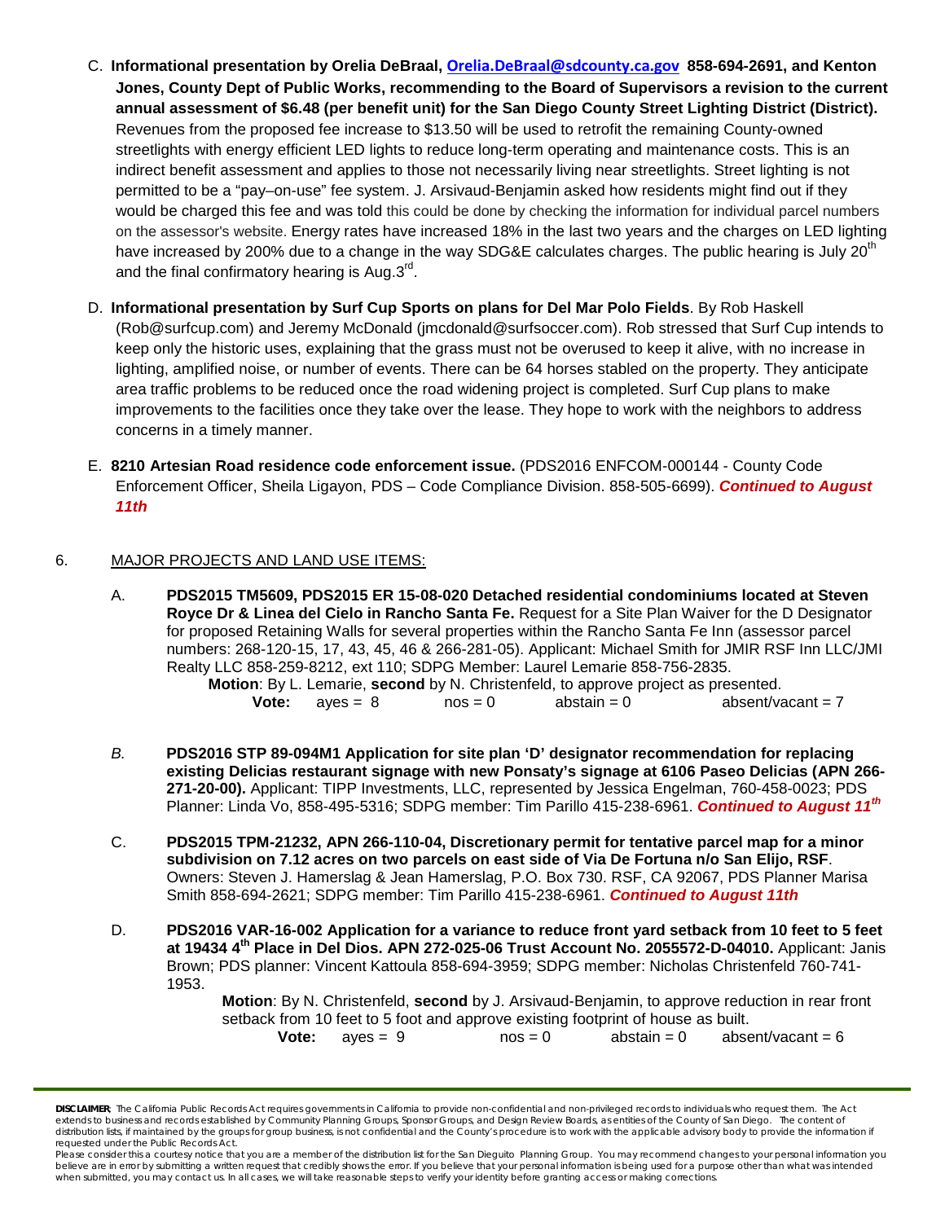C. **Informational presentation by Orelia DeBraal, [Orelia.DeBraal@sdcounty.ca.gov](mailto:Orelia.DeBraal@sdcounty.ca.gov) 858-694-2691, and Kenton Jones, County Dept of Public Works, recommending to the Board of Supervisors a revision to the current annual assessment of $6.48 (per benefit unit) for the San Diego County Street Lighting District (District).** Revenues from the proposed fee increase to $13.50 will be used to retrofit the remaining County-owned streetlights with energy efficient LED lights to reduce long-term operating and maintenance costs. This is an indirect benefit assessment and applies to those not necessarily living near streetlights. Street lighting is not permitted to be a "pay–on-use" fee system. J. Arsivaud-Benjamin asked how residents might find out if they would be charged this fee and was told this could be done by checking the information for individual parcel numbers on the assessor's website. Energy rates have increased 18% in the last two years and the charges on LED lighting have increased by 200% due to a change in the way SDG&E calculates charges. The public hearing is July 20th and the final confirmatory hearing is Aug.3rd.

D. **Informational presentation by Surf Cup Sports on plans for Del Mar Polo Fields**. By Rob Haskell (Rob@surfcup.com) and Jeremy McDonald (jmcdonald@surfsoccer.com). Rob stressed that Surf Cup intends to keep only the historic uses, explaining that the grass must not be overused to keep it alive, with no increase in lighting, amplified noise, or number of events. There can be 64 horses stabled on the property. They anticipate area traffic problems to be reduced once the road widening project is completed. Surf Cup plans to make improvements to the facilities once they take over the lease. They hope to work with the neighbors to address concerns in a timely manner.

E. **8210 Artesian Road residence code enforcement issue.** (PDS2016 ENFCOM-000144 - County Code Enforcement Officer, Sheila Ligayon, PDS – Code Compliance Division. 858-505-6699). ***Continued to August 11th***

6. MAJOR PROJECTS AND LAND USE ITEMS:

A. **PDS2015 TM5609, PDS2015 ER 15-08-020 Detached residential condominiums located at Steven Royce Dr & Linea del Cielo in Rancho Santa Fe.** Request for a Site Plan Waiver for the D Designator for proposed Retaining Walls for several properties within the Rancho Santa Fe Inn (assessor parcel numbers: 268-120-15, 17, 43, 45, 46 & 266-281-05). Applicant: Michael Smith for JMIR RSF Inn LLC/JMI Realty LLC 858-259-8212, ext 110; SDPG Member: Laurel Lemarie 858-756-2835.

**Motion**: By L. Lemarie, **second** by N. Christenfeld, to approve project as presented.
**Vote:** ayes = 8 nos = 0 abstain = 0 absent/vacant = 7

*B.* **PDS2016 STP 89-094M1 Application for site plan 'D' designator recommendation for replacing existing Delicias restaurant signage with new Ponsaty's signage at 6106 Paseo Delicias (APN 266-271-20-00).** Applicant: TIPP Investments, LLC, represented by Jessica Engelman, 760-458-0023; PDS Planner: Linda Vo, 858-495-5316; SDPG member: Tim Parillo 415-238-6961. ***Continued to August 11th***

C. **PDS2015 TPM-21232, APN 266-110-04, Discretionary permit for tentative parcel map for a minor subdivision on 7.12 acres on two parcels on east side of Via De Fortuna n/o San Elijo, RSF**. Owners: Steven J. Hamerslag & Jean Hamerslag, P.O. Box 730. RSF, CA 92067, PDS Planner Marisa Smith 858-694-2621; SDPG member: Tim Parillo 415-238-6961. ***Continued to August 11th***

D. **PDS2016 VAR-16-002 Application for a variance to reduce front yard setback from 10 feet to 5 feet at 19434 4th Place in Del Dios. APN 272-025-06 Trust Account No. 2055572-D-04010.** Applicant: Janis Brown; PDS planner: Vincent Kattoula 858-694-3959; SDPG member: Nicholas Christenfeld 760-741-1953.

**Motion**: By N. Christenfeld, **second** by J. Arsivaud-Benjamin, to approve reduction in rear front setback from 10 feet to 5 foot and approve existing footprint of house as built.
**Vote:** ayes = 9 nos = 0 abstain = 0 absent/vacant = 6

**DISCLAIMER**: The California Public Records Act requires governments in California to provide non-confidential and non-privileged records to individuals who request them. The Act extends to business and records established by Community Planning Groups, Sponsor Groups, and Design Review Boards, as entities of the County of San Diego. The content of distribution lists, if maintained by the groups for group business, is not confidential and the County's procedure is to work with the applicable advisory body to provide the information if requested under the Public Records Act.
Please consider this a courtesy notice that you are a member of the distribution list for the San Dieguito Planning Group. You may recommend changes to your personal information you believe are in error by submitting a written request that credibly shows the error. If you believe that your personal information is being used for a purpose other than what was intended when submitted, you may contact us. In all cases, we will take reasonable steps to verify your identity before granting access or making corrections.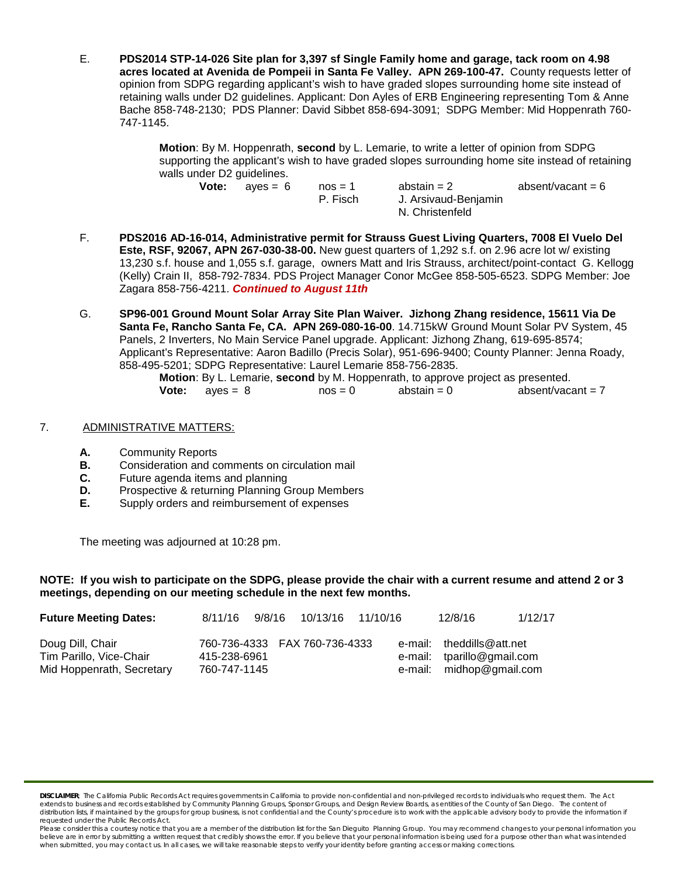E. **PDS2014 STP-14-026 Site plan for 3,397 sf Single Family home and garage, tack room on 4.98 acres located at Avenida de Pompeii in Santa Fe Valley. APN 269-100-47.** County requests letter of opinion from SDPG regarding applicant's wish to have graded slopes surrounding home site instead of retaining walls under D2 guidelines. Applicant: Don Ayles of ERB Engineering representing Tom & Anne Bache 858-748-2130; PDS Planner: David Sibbet 858-694-3091; SDPG Member: Mid Hoppenrath 760-747-1145.

**Motion**: By M. Hoppenrath, **second** by L. Lemarie, to write a letter of opinion from SDPG supporting the applicant's wish to have graded slopes surrounding home site instead of retaining walls under D2 guidelines.

| | | | | |
|---|---|---|---|---|
| **Vote:** | ayes = 6 | nos = 1 | abstain = 2 | absent/vacant = 6 |
| | | P. Fisch | J. Arsivaud-Benjamin | |
| | | | N. Christenfeld | |

F. **PDS2016 AD-16-014, Administrative permit for Strauss Guest Living Quarters, 7008 El Vuelo Del Este, RSF, 92067, APN 267-030-38-00.** New guest quarters of 1,292 s.f. on 2.96 acre lot w/ existing 13,230 s.f. house and 1,055 s.f. garage, owners Matt and Iris Strauss, architect/point-contact G. Kellogg (Kelly) Crain II, 858-792-7834. PDS Project Manager Conor McGee 858-505-6523. SDPG Member: Joe Zagara 858-756-4211. ***Continued to August 11th***

G. **SP96-001 Ground Mount Solar Array Site Plan Waiver. Jizhong Zhang residence, 15611 Via De Santa Fe, Rancho Santa Fe, CA. APN 269-080-16-00**. 14.715kW Ground Mount Solar PV System, 45 Panels, 2 Inverters, No Main Service Panel upgrade. Applicant: Jizhong Zhang, 619-695-8574; Applicant's Representative: Aaron Badillo (Precis Solar), 951-696-9400; County Planner: Jenna Roady, 858-495-5201; SDPG Representative: Laurel Lemarie 858-756-2835.

**Motion**: By L. Lemarie, **second** by M. Hoppenrath, to approve project as presented.

**Vote:** ayes = 8 nos = 0 abstain = 0 absent/vacant = 7

7. ADMINISTRATIVE MATTERS:

- **A.** Community Reports
- **B.** Consideration and comments on circulation mail
- **C.** Future agenda items and planning
- **D.** Prospective & returning Planning Group Members
- **E.** Supply orders and reimbursement of expenses

The meeting was adjourned at 10:28 pm.

**NOTE: If you wish to participate on the SDPG, please provide the chair with a current resume and attend 2 or 3 meetings, depending on our meeting schedule in the next few months.**

**Future Meeting Dates:** 8/11/16 9/8/16 10/13/16 11/10/16 12/8/16 1/12/17

| | | | |
|---|---|---|---|
| Doug Dill, Chair | 760-736-4333 | FAX 760-736-4333 | e-mail: theddills@att.net |
| Tim Parillo, Vice-Chair | 415-238-6961 | | e-mail: tparillo@gmail.com |
| Mid Hoppenrath, Secretary | 760-747-1145 | | e-mail: midhop@gmail.com |

**DISCLAIMER**; The California Public Records Act requires governments in California to provide non-confidential and non-privileged records to individuals who request them. The Act extends to business and records established by Community Planning Groups, Sponsor Groups, and Design Review Boards, as entities of the County of San Diego. The content of distribution lists, if maintained by the groups for group business, is not confidential and the County's procedure is to work with the applicable advisory body to provide the information if requested under the Public Records Act.

Please consider this a courtesy notice that you are a member of the distribution list for the San Dieguito Planning Group. You may recommend changes to your personal information you believe are in error by submitting a written request that credibly shows the error. If you believe that your personal information is being used for a purpose other than what was intended when submitted, you may contact us. In all cases, we will take reasonable steps to verify your identity before granting access or making corrections.